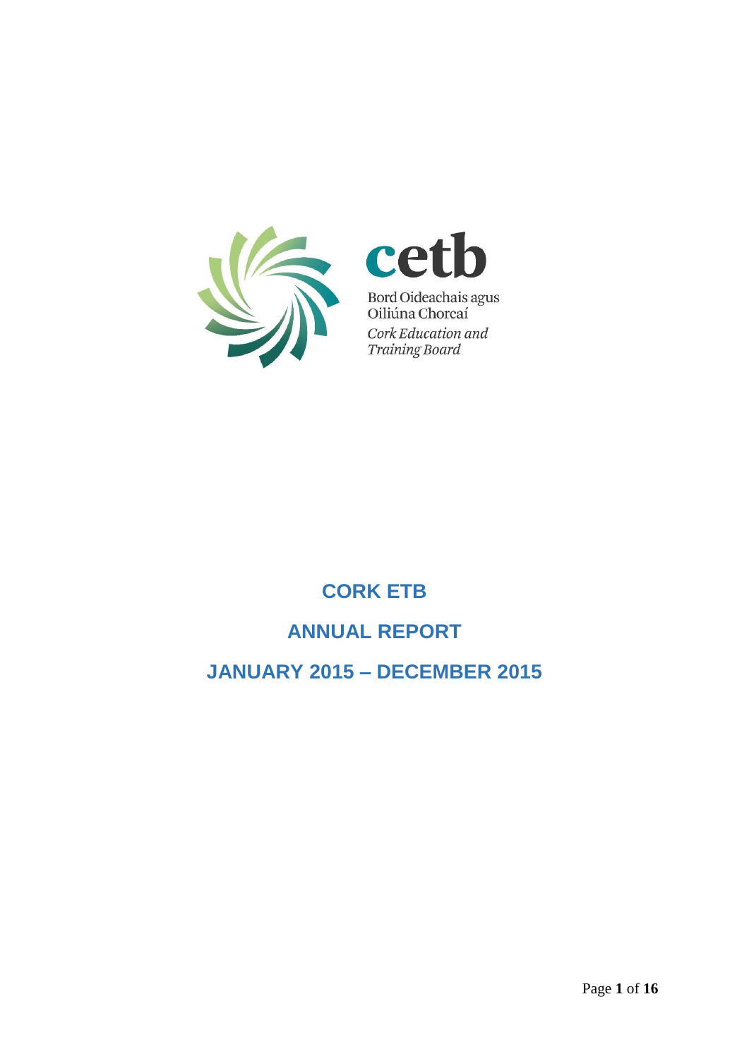cetb

Bord Oideachais agus Oiliúna Chorcaí

*Cork Education and Training Board*

# CORK ETB

# ANNUAL REPORT

# JANUARY 2015 – DECEMBER 2015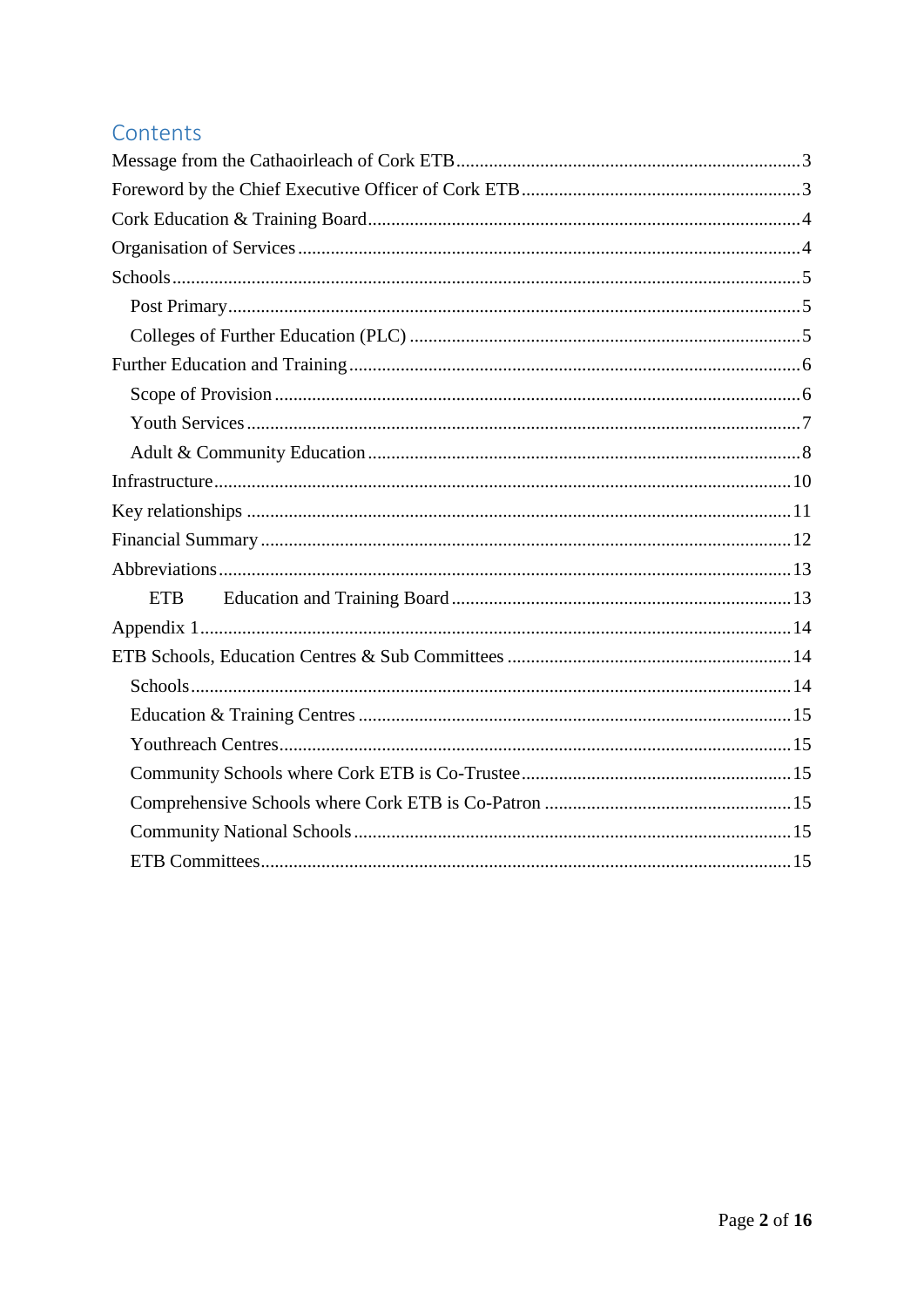# Contents

- Message from the Cathaoirleach of Cork ETB ... 3
- Foreword by the Chief Executive Officer of Cork ETB ... 3
- Cork Education & Training Board ... 4
- Organisation of Services ... 4
- Schools ... 5
  - Post Primary ... 5
  - Colleges of Further Education (PLC) ... 5
- Further Education and Training ... 6
  - Scope of Provision ... 6
  - Youth Services ... 7
  - Adult & Community Education ... 8
- Infrastructure ... 10
- Key relationships ... 11
- Financial Summary ... 12
- Abbreviations ... 13
  - ETB Education and Training Board ... 13
- Appendix 1 ... 14
- ETB Schools, Education Centres & Sub Committees ... 14
  - Schools ... 14
  - Education & Training Centres ... 15
  - Youthreach Centres ... 15
  - Community Schools where Cork ETB is Co-Trustee ... 15
  - Comprehensive Schools where Cork ETB is Co-Patron ... 15
  - Community National Schools ... 15
  - ETB Committees ... 15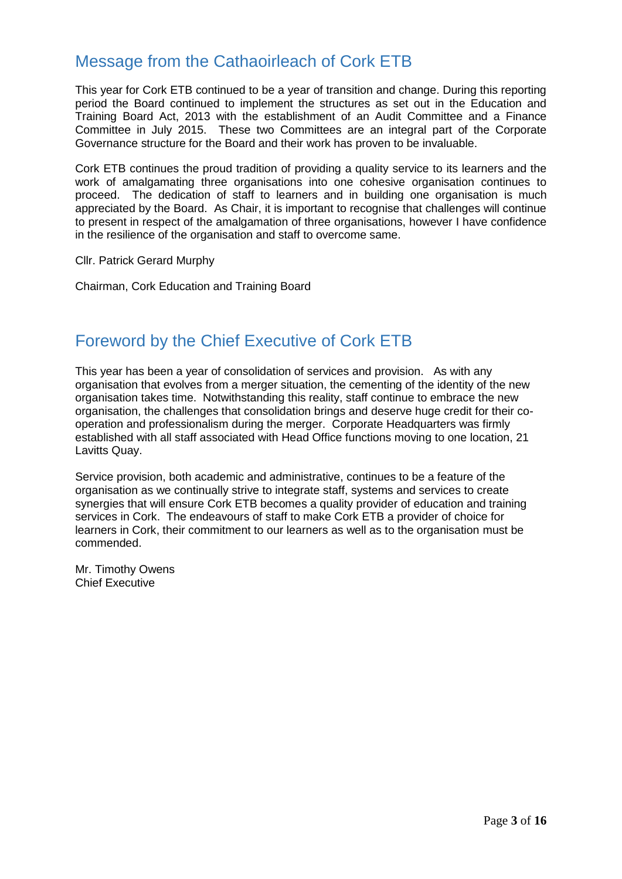## Message from the Cathaoirleach of Cork ETB

This year for Cork ETB continued to be a year of transition and change. During this reporting period the Board continued to implement the structures as set out in the Education and Training Board Act, 2013 with the establishment of an Audit Committee and a Finance Committee in July 2015. These two Committees are an integral part of the Corporate Governance structure for the Board and their work has proven to be invaluable.

Cork ETB continues the proud tradition of providing a quality service to its learners and the work of amalgamating three organisations into one cohesive organisation continues to proceed. The dedication of staff to learners and in building one organisation is much appreciated by the Board. As Chair, it is important to recognise that challenges will continue to present in respect of the amalgamation of three organisations, however I have confidence in the resilience of the organisation and staff to overcome same.

Cllr. Patrick Gerard Murphy

Chairman, Cork Education and Training Board

## Foreword by the Chief Executive of Cork ETB

This year has been a year of consolidation of services and provision. As with any organisation that evolves from a merger situation, the cementing of the identity of the new organisation takes time. Notwithstanding this reality, staff continue to embrace the new organisation, the challenges that consolidation brings and deserve huge credit for their co-operation and professionalism during the merger. Corporate Headquarters was firmly established with all staff associated with Head Office functions moving to one location, 21 Lavitts Quay.

Service provision, both academic and administrative, continues to be a feature of the organisation as we continually strive to integrate staff, systems and services to create synergies that will ensure Cork ETB becomes a quality provider of education and training services in Cork. The endeavours of staff to make Cork ETB a provider of choice for learners in Cork, their commitment to our learners as well as to the organisation must be commended.

Mr. Timothy Owens
Chief Executive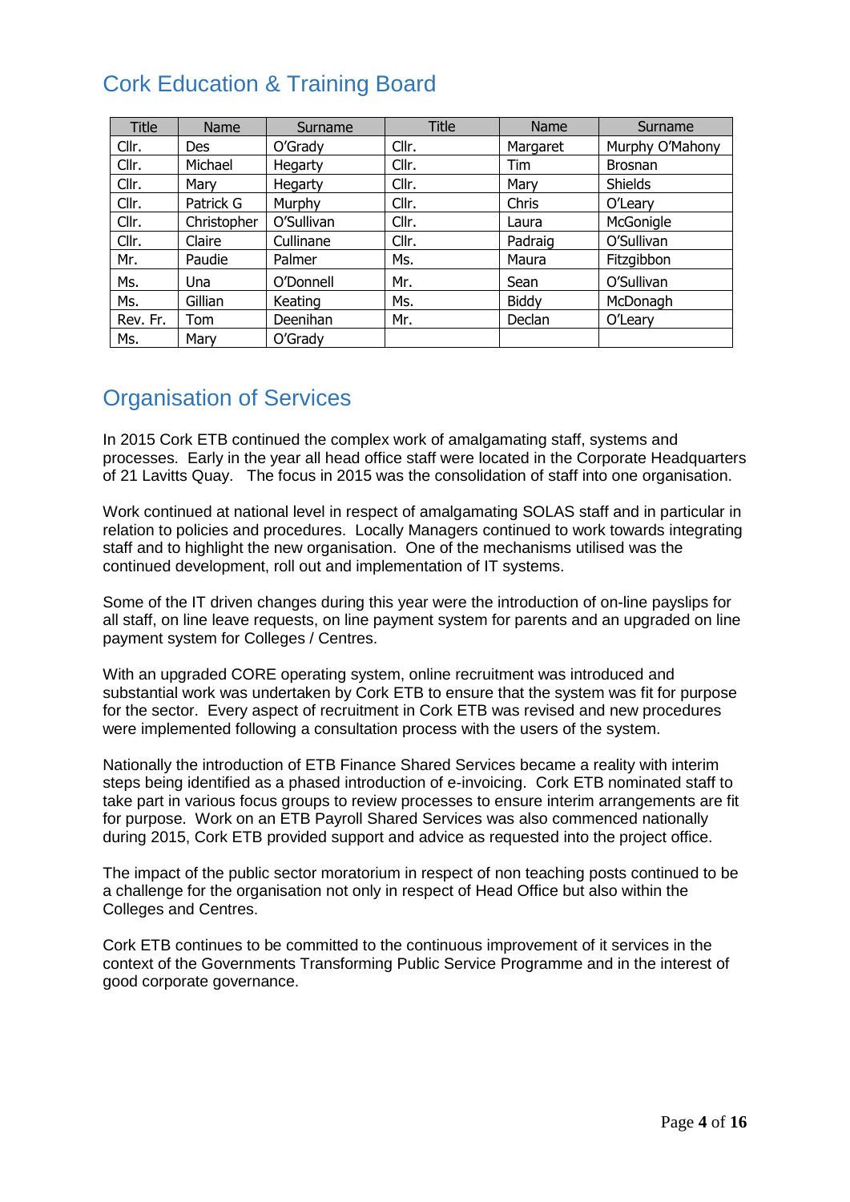## Cork Education & Training Board

| Title | Name | Surname | Title | Name | Surname |
|---|---|---|---|---|---|
| Cllr. | Des | O'Grady | Cllr. | Margaret | Murphy O'Mahony |
| Cllr. | Michael | Hegarty | Cllr. | Tim | Brosnan |
| Cllr. | Mary | Hegarty | Cllr. | Mary | Shields |
| Cllr. | Patrick G | Murphy | Cllr. | Chris | O'Leary |
| Cllr. | Christopher | O'Sullivan | Cllr. | Laura | McGonigle |
| Cllr. | Claire | Cullinane | Cllr. | Padraig | O'Sullivan |
| Mr. | Paudie | Palmer | Ms. | Maura | Fitzgibbon |
| Ms. | Una | O'Donnell | Mr. | Sean | O'Sullivan |
| Ms. | Gillian | Keating | Ms. | Biddy | McDonagh |
| Rev. Fr. | Tom | Deenihan | Mr. | Declan | O'Leary |
| Ms. | Mary | O'Grady | | | |

## Organisation of Services

In 2015 Cork ETB continued the complex work of amalgamating staff, systems and processes. Early in the year all head office staff were located in the Corporate Headquarters of 21 Lavitts Quay. The focus in 2015 was the consolidation of staff into one organisation.

Work continued at national level in respect of amalgamating SOLAS staff and in particular in relation to policies and procedures. Locally Managers continued to work towards integrating staff and to highlight the new organisation. One of the mechanisms utilised was the continued development, roll out and implementation of IT systems.

Some of the IT driven changes during this year were the introduction of on-line payslips for all staff, on line leave requests, on line payment system for parents and an upgraded on line payment system for Colleges / Centres.

With an upgraded CORE operating system, online recruitment was introduced and substantial work was undertaken by Cork ETB to ensure that the system was fit for purpose for the sector. Every aspect of recruitment in Cork ETB was revised and new procedures were implemented following a consultation process with the users of the system.

Nationally the introduction of ETB Finance Shared Services became a reality with interim steps being identified as a phased introduction of e-invoicing. Cork ETB nominated staff to take part in various focus groups to review processes to ensure interim arrangements are fit for purpose. Work on an ETB Payroll Shared Services was also commenced nationally during 2015, Cork ETB provided support and advice as requested into the project office.

The impact of the public sector moratorium in respect of non teaching posts continued to be a challenge for the organisation not only in respect of Head Office but also within the Colleges and Centres.

Cork ETB continues to be committed to the continuous improvement of it services in the context of the Governments Transforming Public Service Programme and in the interest of good corporate governance.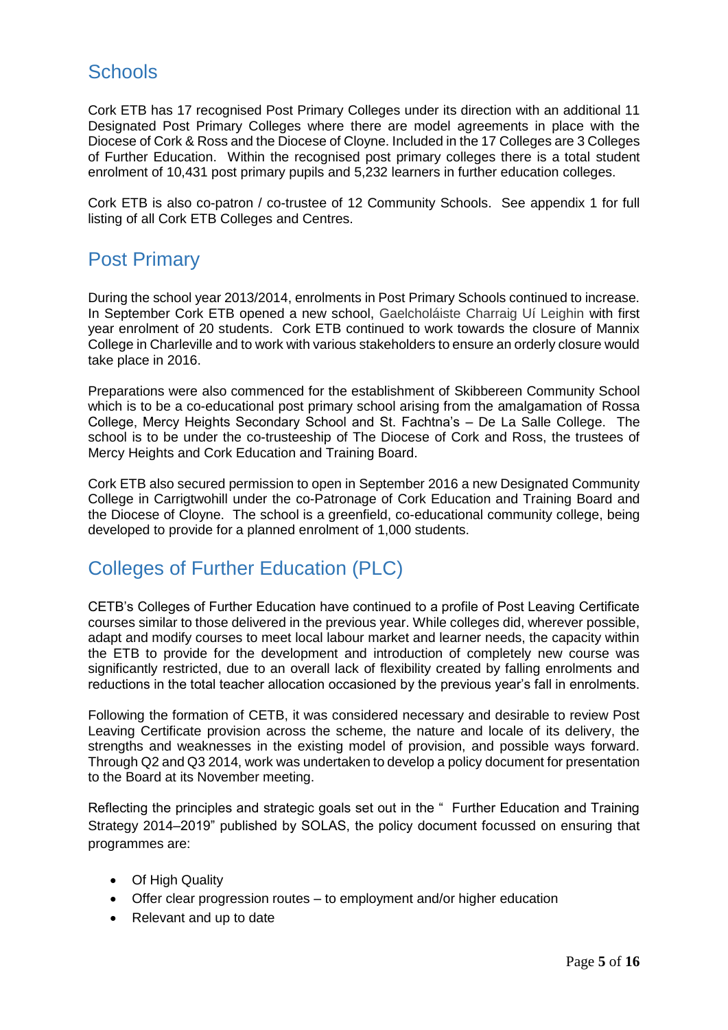## Schools

Cork ETB has 17 recognised Post Primary Colleges under its direction with an additional 11 Designated Post Primary Colleges where there are model agreements in place with the Diocese of Cork & Ross and the Diocese of Cloyne. Included in the 17 Colleges are 3 Colleges of Further Education. Within the recognised post primary colleges there is a total student enrolment of 10,431 post primary pupils and 5,232 learners in further education colleges.

Cork ETB is also co-patron / co-trustee of 12 Community Schools. See appendix 1 for full listing of all Cork ETB Colleges and Centres.

## Post Primary

During the school year 2013/2014, enrolments in Post Primary Schools continued to increase. In September Cork ETB opened a new school, Gaelcholáiste Charraig Uí Leighin with first year enrolment of 20 students. Cork ETB continued to work towards the closure of Mannix College in Charleville and to work with various stakeholders to ensure an orderly closure would take place in 2016.

Preparations were also commenced for the establishment of Skibbereen Community School which is to be a co-educational post primary school arising from the amalgamation of Rossa College, Mercy Heights Secondary School and St. Fachtna's – De La Salle College. The school is to be under the co-trusteeship of The Diocese of Cork and Ross, the trustees of Mercy Heights and Cork Education and Training Board.

Cork ETB also secured permission to open in September 2016 a new Designated Community College in Carrigtwohill under the co-Patronage of Cork Education and Training Board and the Diocese of Cloyne. The school is a greenfield, co-educational community college, being developed to provide for a planned enrolment of 1,000 students.

## Colleges of Further Education (PLC)

CETB's Colleges of Further Education have continued to a profile of Post Leaving Certificate courses similar to those delivered in the previous year. While colleges did, wherever possible, adapt and modify courses to meet local labour market and learner needs, the capacity within the ETB to provide for the development and introduction of completely new course was significantly restricted, due to an overall lack of flexibility created by falling enrolments and reductions in the total teacher allocation occasioned by the previous year's fall in enrolments.

Following the formation of CETB, it was considered necessary and desirable to review Post Leaving Certificate provision across the scheme, the nature and locale of its delivery, the strengths and weaknesses in the existing model of provision, and possible ways forward. Through Q2 and Q3 2014, work was undertaken to develop a policy document for presentation to the Board at its November meeting.

Reflecting the principles and strategic goals set out in the " Further Education and Training Strategy 2014–2019" published by SOLAS, the policy document focussed on ensuring that programmes are:

- Of High Quality
- Offer clear progression routes – to employment and/or higher education
- Relevant and up to date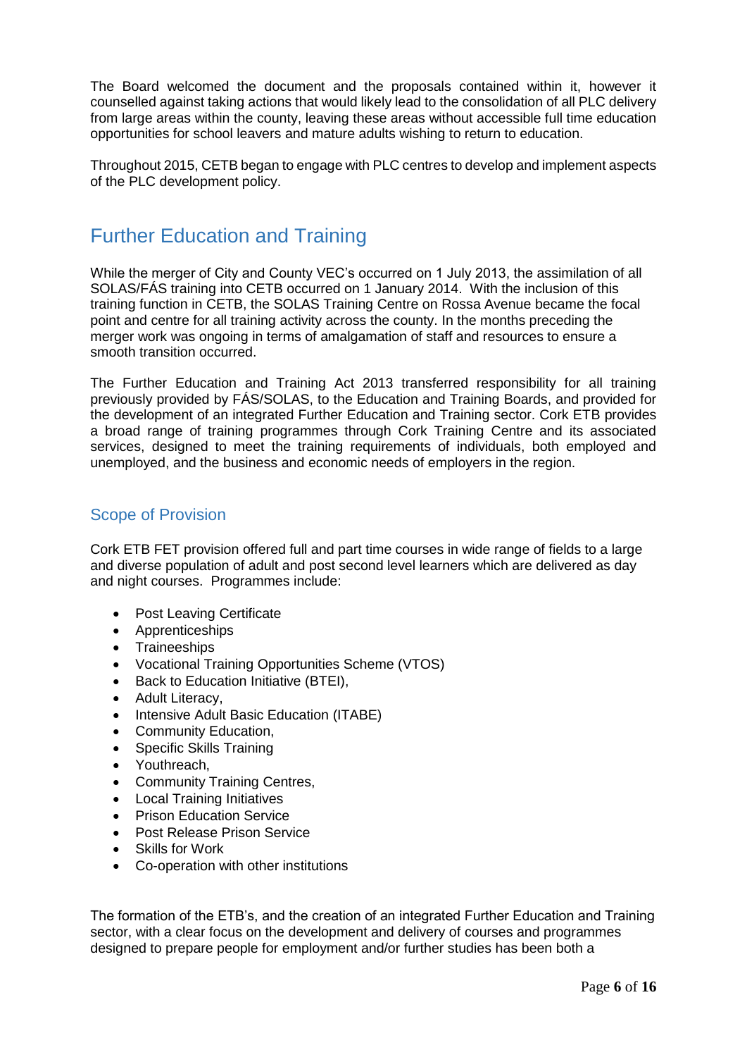The Board welcomed the document and the proposals contained within it, however it counselled against taking actions that would likely lead to the consolidation of all PLC delivery from large areas within the county, leaving these areas without accessible full time education opportunities for school leavers and mature adults wishing to return to education.

Throughout 2015, CETB began to engage with PLC centres to develop and implement aspects of the PLC development policy.

## Further Education and Training

While the merger of City and County VEC's occurred on 1 July 2013, the assimilation of all SOLAS/FÁS training into CETB occurred on 1 January 2014. With the inclusion of this training function in CETB, the SOLAS Training Centre on Rossa Avenue became the focal point and centre for all training activity across the county. In the months preceding the merger work was ongoing in terms of amalgamation of staff and resources to ensure a smooth transition occurred.

The Further Education and Training Act 2013 transferred responsibility for all training previously provided by FÁS/SOLAS, to the Education and Training Boards, and provided for the development of an integrated Further Education and Training sector. Cork ETB provides a broad range of training programmes through Cork Training Centre and its associated services, designed to meet the training requirements of individuals, both employed and unemployed, and the business and economic needs of employers in the region.

### Scope of Provision

Cork ETB FET provision offered full and part time courses in wide range of fields to a large and diverse population of adult and post second level learners which are delivered as day and night courses. Programmes include:

- Post Leaving Certificate
- Apprenticeships
- Traineeships
- Vocational Training Opportunities Scheme (VTOS)
- Back to Education Initiative (BTEI),
- Adult Literacy,
- Intensive Adult Basic Education (ITABE)
- Community Education,
- Specific Skills Training
- Youthreach,
- Community Training Centres,
- Local Training Initiatives
- Prison Education Service
- Post Release Prison Service
- Skills for Work
- Co-operation with other institutions

The formation of the ETB's, and the creation of an integrated Further Education and Training sector, with a clear focus on the development and delivery of courses and programmes designed to prepare people for employment and/or further studies has been both a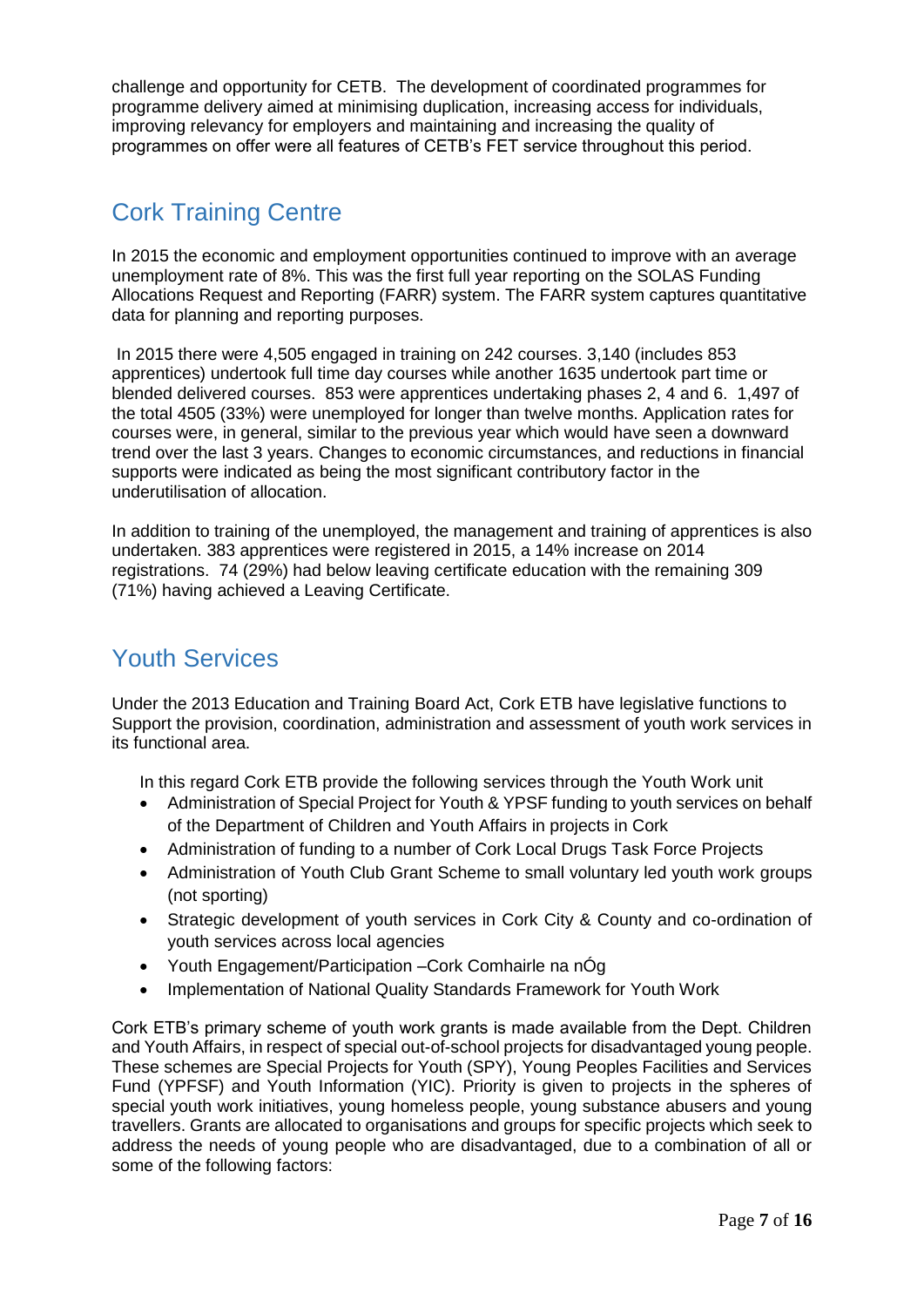challenge and opportunity for CETB. The development of coordinated programmes for programme delivery aimed at minimising duplication, increasing access for individuals, improving relevancy for employers and maintaining and increasing the quality of programmes on offer were all features of CETB's FET service throughout this period.

## Cork Training Centre

In 2015 the economic and employment opportunities continued to improve with an average unemployment rate of 8%. This was the first full year reporting on the SOLAS Funding Allocations Request and Reporting (FARR) system. The FARR system captures quantitative data for planning and reporting purposes.

In 2015 there were 4,505 engaged in training on 242 courses. 3,140 (includes 853 apprentices) undertook full time day courses while another 1635 undertook part time or blended delivered courses. 853 were apprentices undertaking phases 2, 4 and 6. 1,497 of the total 4505 (33%) were unemployed for longer than twelve months. Application rates for courses were, in general, similar to the previous year which would have seen a downward trend over the last 3 years. Changes to economic circumstances, and reductions in financial supports were indicated as being the most significant contributory factor in the underutilisation of allocation.

In addition to training of the unemployed, the management and training of apprentices is also undertaken. 383 apprentices were registered in 2015, a 14% increase on 2014 registrations. 74 (29%) had below leaving certificate education with the remaining 309 (71%) having achieved a Leaving Certificate.

## Youth Services

Under the 2013 Education and Training Board Act, Cork ETB have legislative functions to Support the provision, coordination, administration and assessment of youth work services in its functional area.

In this regard Cork ETB provide the following services through the Youth Work unit

- Administration of Special Project for Youth & YPSF funding to youth services on behalf of the Department of Children and Youth Affairs in projects in Cork
- Administration of funding to a number of Cork Local Drugs Task Force Projects
- Administration of Youth Club Grant Scheme to small voluntary led youth work groups (not sporting)
- Strategic development of youth services in Cork City & County and co-ordination of youth services across local agencies
- Youth Engagement/Participation –Cork Comhairle na nÓg
- Implementation of National Quality Standards Framework for Youth Work

Cork ETB's primary scheme of youth work grants is made available from the Dept. Children and Youth Affairs, in respect of special out-of-school projects for disadvantaged young people. These schemes are Special Projects for Youth (SPY), Young Peoples Facilities and Services Fund (YPFSF) and Youth Information (YIC). Priority is given to projects in the spheres of special youth work initiatives, young homeless people, young substance abusers and young travellers. Grants are allocated to organisations and groups for specific projects which seek to address the needs of young people who are disadvantaged, due to a combination of all or some of the following factors: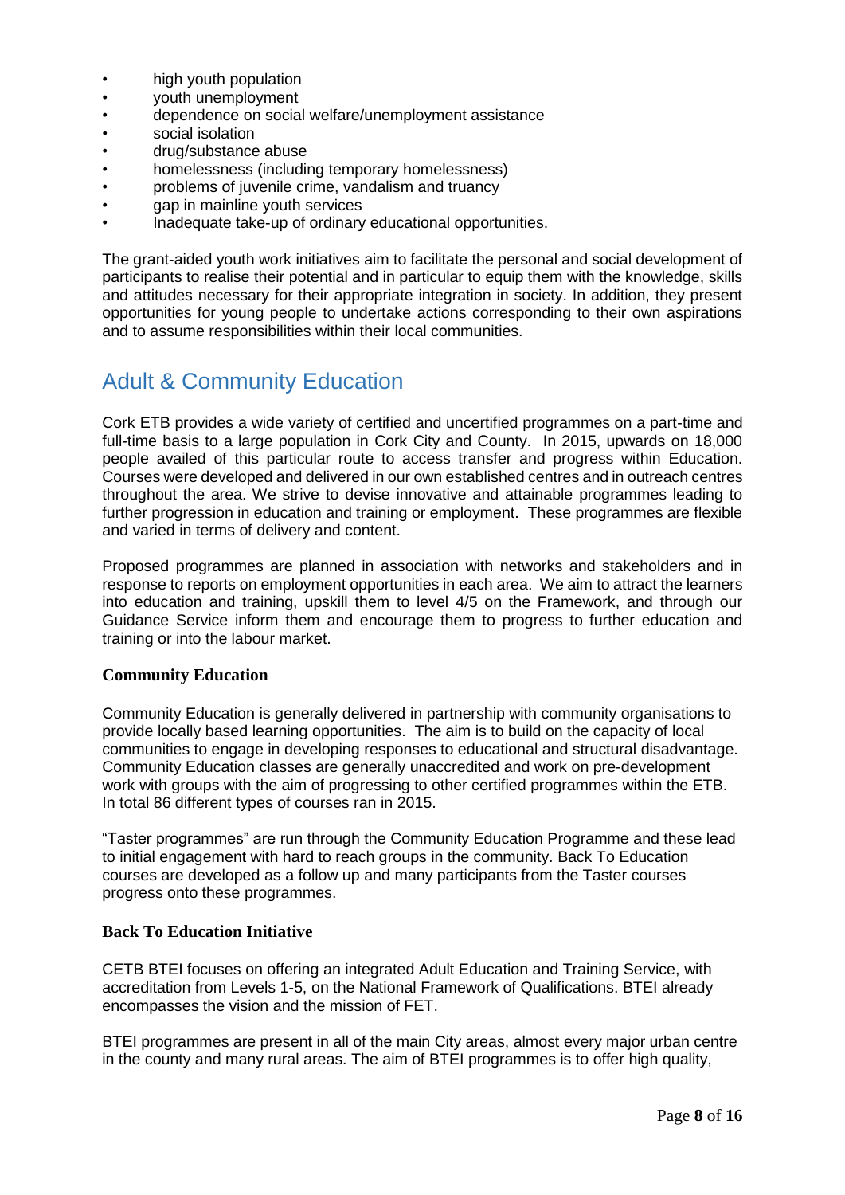- high youth population
- youth unemployment
- dependence on social welfare/unemployment assistance
- social isolation
- drug/substance abuse
- homelessness (including temporary homelessness)
- problems of juvenile crime, vandalism and truancy
- gap in mainline youth services
- Inadequate take-up of ordinary educational opportunities.

The grant-aided youth work initiatives aim to facilitate the personal and social development of participants to realise their potential and in particular to equip them with the knowledge, skills and attitudes necessary for their appropriate integration in society. In addition, they present opportunities for young people to undertake actions corresponding to their own aspirations and to assume responsibilities within their local communities.

## Adult & Community Education

Cork ETB provides a wide variety of certified and uncertified programmes on a part-time and full-time basis to a large population in Cork City and County. In 2015, upwards on 18,000 people availed of this particular route to access transfer and progress within Education. Courses were developed and delivered in our own established centres and in outreach centres throughout the area. We strive to devise innovative and attainable programmes leading to further progression in education and training or employment. These programmes are flexible and varied in terms of delivery and content.

Proposed programmes are planned in association with networks and stakeholders and in response to reports on employment opportunities in each area. We aim to attract the learners into education and training, upskill them to level 4/5 on the Framework, and through our Guidance Service inform them and encourage them to progress to further education and training or into the labour market.

### Community Education

Community Education is generally delivered in partnership with community organisations to provide locally based learning opportunities. The aim is to build on the capacity of local communities to engage in developing responses to educational and structural disadvantage. Community Education classes are generally unaccredited and work on pre-development work with groups with the aim of progressing to other certified programmes within the ETB. In total 86 different types of courses ran in 2015.

"Taster programmes" are run through the Community Education Programme and these lead to initial engagement with hard to reach groups in the community. Back To Education courses are developed as a follow up and many participants from the Taster courses progress onto these programmes.

### Back To Education Initiative

CETB BTEI focuses on offering an integrated Adult Education and Training Service, with accreditation from Levels 1-5, on the National Framework of Qualifications. BTEI already encompasses the vision and the mission of FET.

BTEI programmes are present in all of the main City areas, almost every major urban centre in the county and many rural areas. The aim of BTEI programmes is to offer high quality,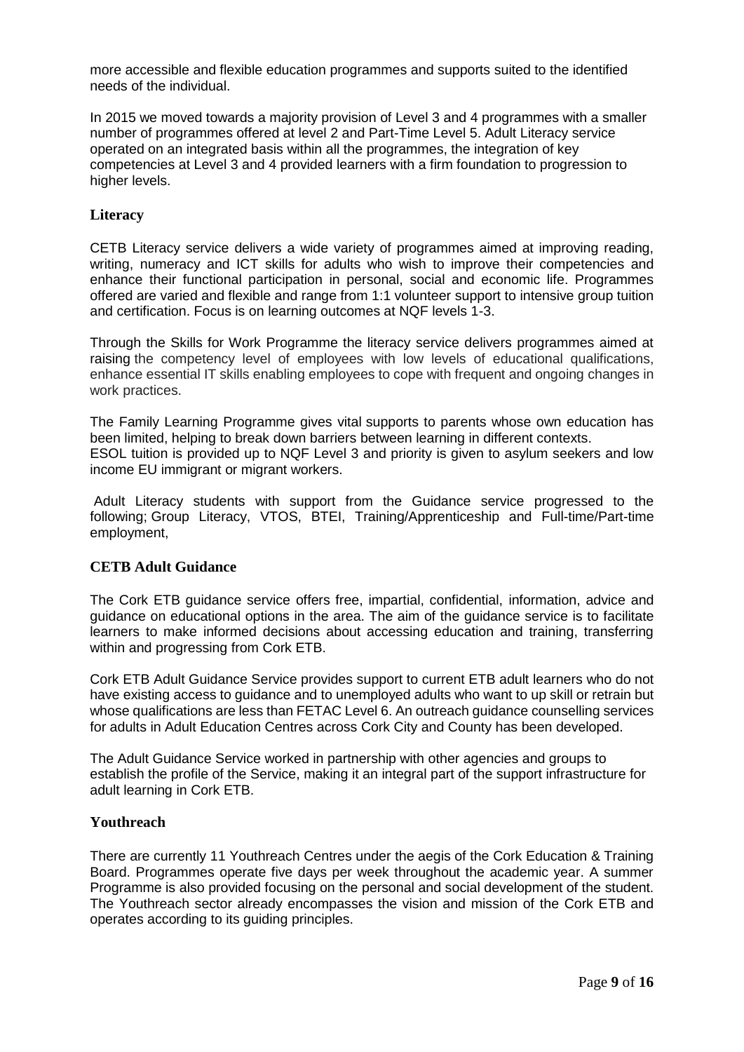more accessible and flexible education programmes and supports suited to the identified needs of the individual.

In 2015 we moved towards a majority provision of Level 3 and 4 programmes with a smaller number of programmes offered at level 2 and Part-Time Level 5. Adult Literacy service operated on an integrated basis within all the programmes, the integration of key competencies at Level 3 and 4 provided learners with a firm foundation to progression to higher levels.

### Literacy

CETB Literacy service delivers a wide variety of programmes aimed at improving reading, writing, numeracy and ICT skills for adults who wish to improve their competencies and enhance their functional participation in personal, social and economic life. Programmes offered are varied and flexible and range from 1:1 volunteer support to intensive group tuition and certification. Focus is on learning outcomes at NQF levels 1-3.

Through the Skills for Work Programme the literacy service delivers programmes aimed at raising the competency level of employees with low levels of educational qualifications, enhance essential IT skills enabling employees to cope with frequent and ongoing changes in work practices.

The Family Learning Programme gives vital supports to parents whose own education has been limited, helping to break down barriers between learning in different contexts.
ESOL tuition is provided up to NQF Level 3 and priority is given to asylum seekers and low income EU immigrant or migrant workers.

Adult Literacy students with support from the Guidance service progressed to the following; Group Literacy, VTOS, BTEI, Training/Apprenticeship and Full-time/Part-time employment,

### CETB Adult Guidance

The Cork ETB guidance service offers free, impartial, confidential, information, advice and guidance on educational options in the area. The aim of the guidance service is to facilitate learners to make informed decisions about accessing education and training, transferring within and progressing from Cork ETB.

Cork ETB Adult Guidance Service provides support to current ETB adult learners who do not have existing access to guidance and to unemployed adults who want to up skill or retrain but whose qualifications are less than FETAC Level 6. An outreach guidance counselling services for adults in Adult Education Centres across Cork City and County has been developed.

The Adult Guidance Service worked in partnership with other agencies and groups to establish the profile of the Service, making it an integral part of the support infrastructure for adult learning in Cork ETB.

### Youthreach

There are currently 11 Youthreach Centres under the aegis of the Cork Education & Training Board. Programmes operate five days per week throughout the academic year. A summer Programme is also provided focusing on the personal and social development of the student. The Youthreach sector already encompasses the vision and mission of the Cork ETB and operates according to its guiding principles.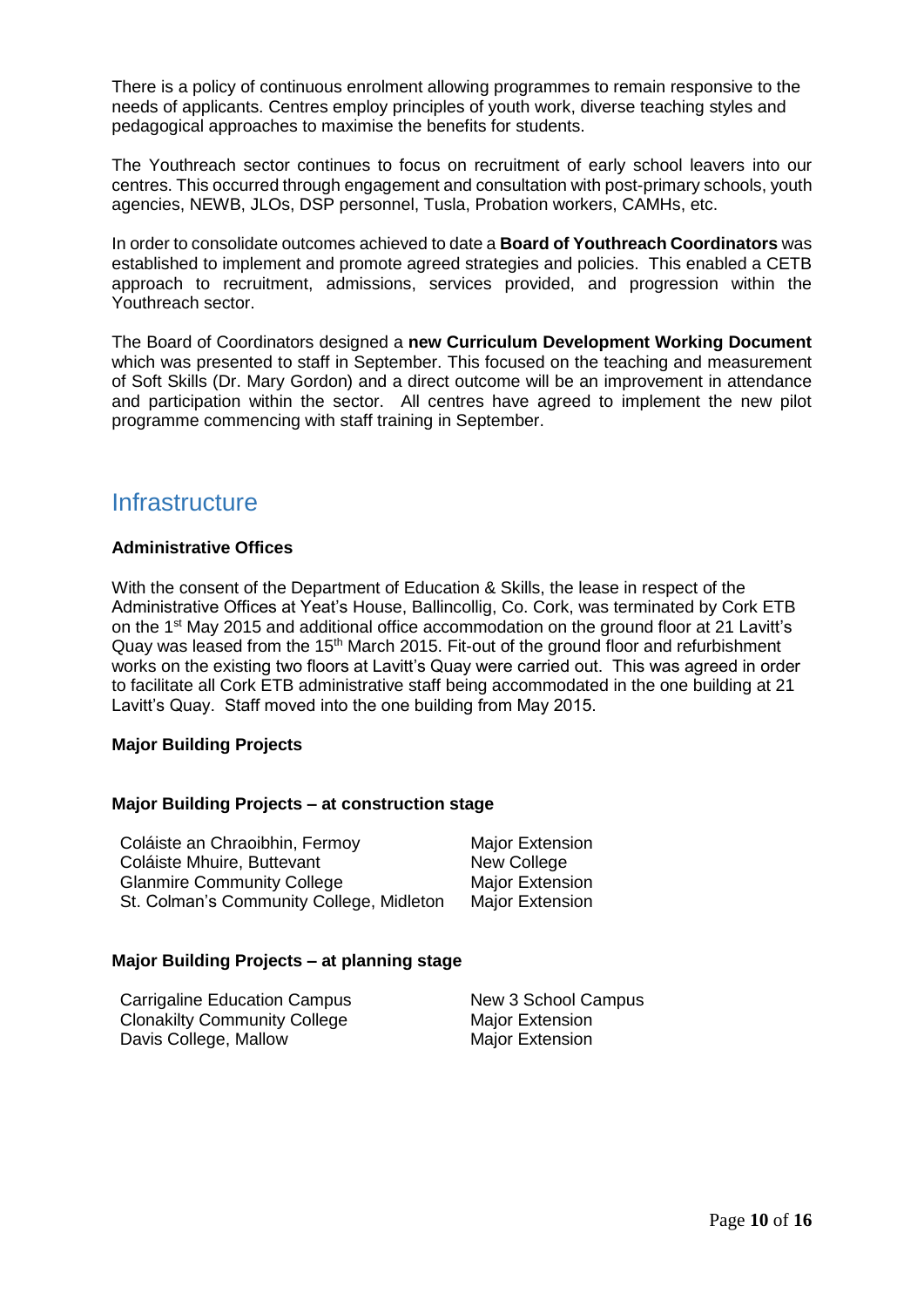There is a policy of continuous enrolment allowing programmes to remain responsive to the needs of applicants. Centres employ principles of youth work, diverse teaching styles and pedagogical approaches to maximise the benefits for students.

The Youthreach sector continues to focus on recruitment of early school leavers into our centres. This occurred through engagement and consultation with post-primary schools, youth agencies, NEWB, JLOs, DSP personnel, Tusla, Probation workers, CAMHs, etc.

In order to consolidate outcomes achieved to date a **Board of Youthreach Coordinators** was established to implement and promote agreed strategies and policies. This enabled a CETB approach to recruitment, admissions, services provided, and progression within the Youthreach sector.

The Board of Coordinators designed a **new Curriculum Development Working Document** which was presented to staff in September. This focused on the teaching and measurement of Soft Skills (Dr. Mary Gordon) and a direct outcome will be an improvement in attendance and participation within the sector. All centres have agreed to implement the new pilot programme commencing with staff training in September.

## Infrastructure

**Administrative Offices**

With the consent of the Department of Education & Skills, the lease in respect of the Administrative Offices at Yeat's House, Ballincollig, Co. Cork, was terminated by Cork ETB on the 1st May 2015 and additional office accommodation on the ground floor at 21 Lavitt's Quay was leased from the 15th March 2015. Fit-out of the ground floor and refurbishment works on the existing two floors at Lavitt's Quay were carried out. This was agreed in order to facilitate all Cork ETB administrative staff being accommodated in the one building at 21 Lavitt's Quay. Staff moved into the one building from May 2015.

**Major Building Projects**

**Major Building Projects – at construction stage**

| | |
|---|---|
| Coláiste an Chraoibhin, Fermoy | Major Extension |
| Coláiste Mhuire, Buttevant | New College |
| Glanmire Community College | Major Extension |
| St. Colman's Community College, Midleton | Major Extension |

**Major Building Projects – at planning stage**

| | |
|---|---|
| Carrigaline Education Campus | New 3 School Campus |
| Clonakilty Community College | Major Extension |
| Davis College, Mallow | Major Extension |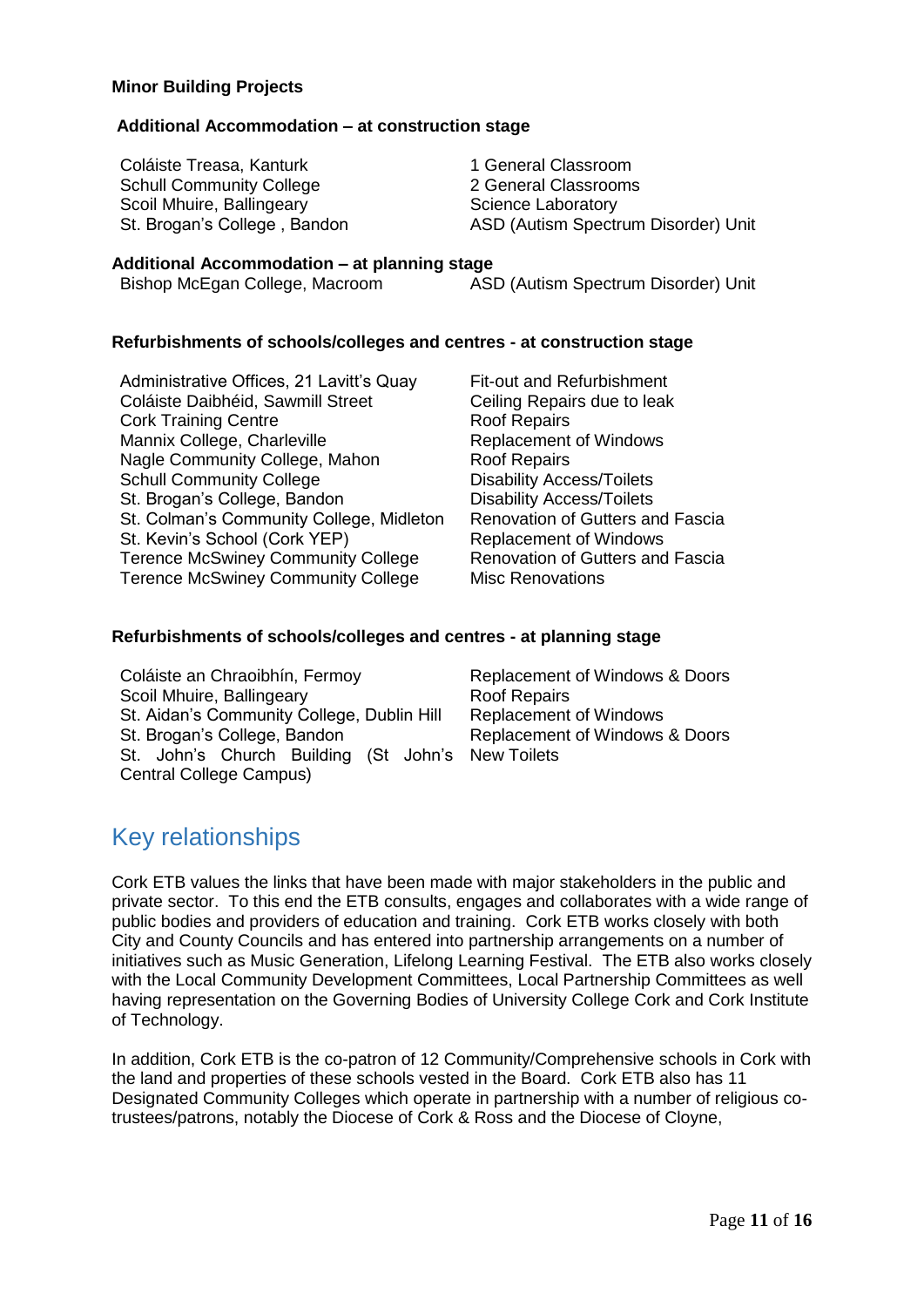**Minor Building Projects**

**Additional Accommodation – at construction stage**

| | |
|---|---|
| Coláiste Treasa, Kanturk | 1 General Classroom |
| Schull Community College | 2 General Classrooms |
| Scoil Mhuire, Ballingeary | Science Laboratory |
| St. Brogan's College , Bandon | ASD (Autism Spectrum Disorder) Unit |

**Additional Accommodation – at planning stage**

| | |
|---|---|
| Bishop McEgan College, Macroom | ASD (Autism Spectrum Disorder) Unit |

**Refurbishments of schools/colleges and centres - at construction stage**

| | |
|---|---|
| Administrative Offices, 21 Lavitt's Quay | Fit-out and Refurbishment |
| Coláiste Daibhéid, Sawmill Street | Ceiling Repairs due to leak |
| Cork Training Centre | Roof Repairs |
| Mannix College, Charleville | Replacement of Windows |
| Nagle Community College, Mahon | Roof Repairs |
| Schull Community College | Disability Access/Toilets |
| St. Brogan's College, Bandon | Disability Access/Toilets |
| St. Colman's Community College, Midleton | Renovation of Gutters and Fascia |
| St. Kevin's School (Cork YEP) | Replacement of Windows |
| Terence McSwiney Community College | Renovation of Gutters and Fascia |
| Terence McSwiney Community College | Misc Renovations |

**Refurbishments of schools/colleges and centres - at planning stage**

| | |
|---|---|
| Coláiste an Chraoibhín, Fermoy | Replacement of Windows & Doors |
| Scoil Mhuire, Ballingeary | Roof Repairs |
| St. Aidan's Community College, Dublin Hill | Replacement of Windows |
| St. Brogan's College, Bandon | Replacement of Windows & Doors |
| St. John's Church Building (St John's Central College Campus) | New Toilets |

## Key relationships

Cork ETB values the links that have been made with major stakeholders in the public and private sector. To this end the ETB consults, engages and collaborates with a wide range of public bodies and providers of education and training. Cork ETB works closely with both City and County Councils and has entered into partnership arrangements on a number of initiatives such as Music Generation, Lifelong Learning Festival. The ETB also works closely with the Local Community Development Committees, Local Partnership Committees as well having representation on the Governing Bodies of University College Cork and Cork Institute of Technology.

In addition, Cork ETB is the co-patron of 12 Community/Comprehensive schools in Cork with the land and properties of these schools vested in the Board. Cork ETB also has 11 Designated Community Colleges which operate in partnership with a number of religious co-trustees/patrons, notably the Diocese of Cork & Ross and the Diocese of Cloyne,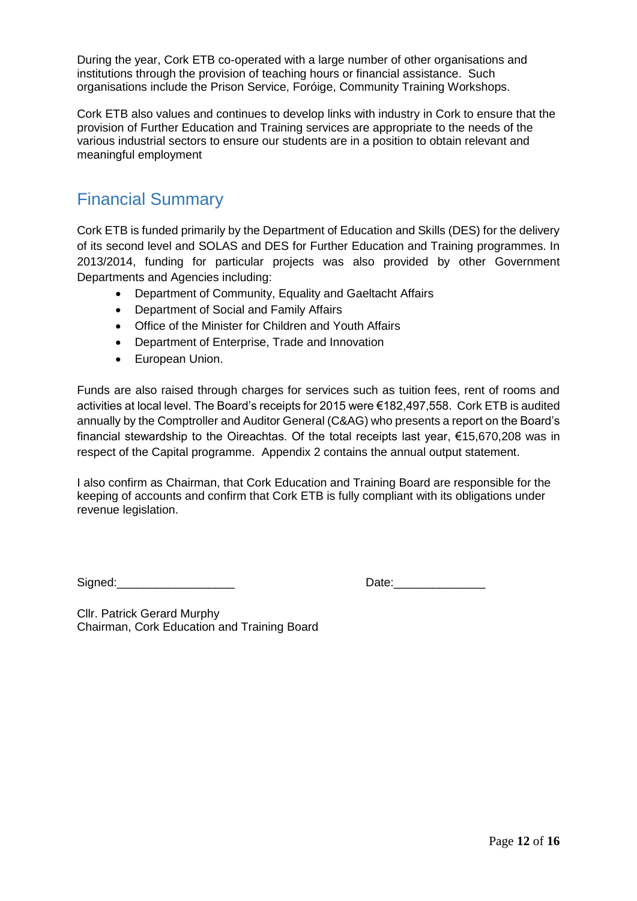During the year, Cork ETB co-operated with a large number of other organisations and institutions through the provision of teaching hours or financial assistance. Such organisations include the Prison Service, Foróige, Community Training Workshops.

Cork ETB also values and continues to develop links with industry in Cork to ensure that the provision of Further Education and Training services are appropriate to the needs of the various industrial sectors to ensure our students are in a position to obtain relevant and meaningful employment

## Financial Summary

Cork ETB is funded primarily by the Department of Education and Skills (DES) for the delivery of its second level and SOLAS and DES for Further Education and Training programmes. In 2013/2014, funding for particular projects was also provided by other Government Departments and Agencies including:

- Department of Community, Equality and Gaeltacht Affairs
- Department of Social and Family Affairs
- Office of the Minister for Children and Youth Affairs
- Department of Enterprise, Trade and Innovation
- European Union.

Funds are also raised through charges for services such as tuition fees, rent of rooms and activities at local level. The Board's receipts for 2015 were €182,497,558. Cork ETB is audited annually by the Comptroller and Auditor General (C&AG) who presents a report on the Board's financial stewardship to the Oireachtas. Of the total receipts last year, €15,670,208 was in respect of the Capital programme. Appendix 2 contains the annual output statement.

I also confirm as Chairman, that Cork Education and Training Board are responsible for the keeping of accounts and confirm that Cork ETB is fully compliant with its obligations under revenue legislation.

Signed:__________________ Date:______________

Cllr. Patrick Gerard Murphy
Chairman, Cork Education and Training Board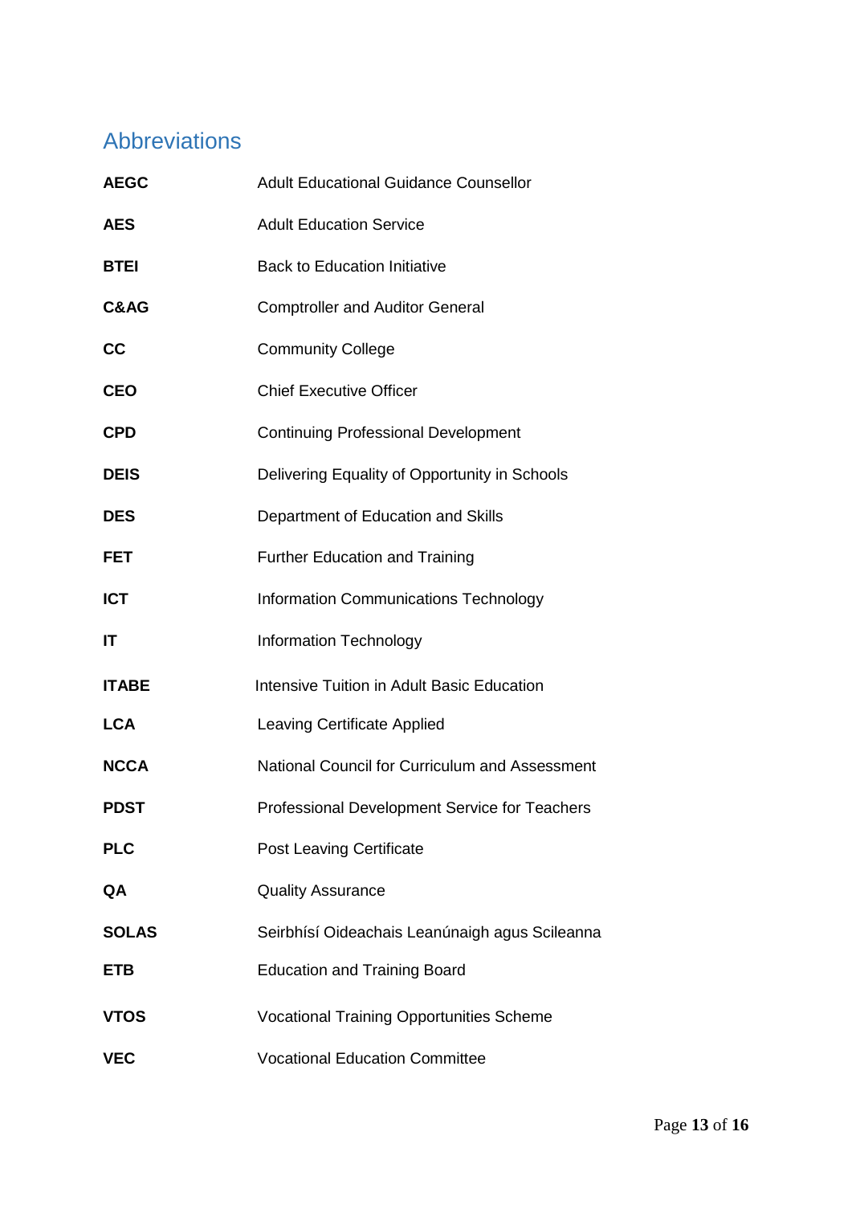# Abbreviations

| | |
|---|---|
| **AEGC** | Adult Educational Guidance Counsellor |
| **AES** | Adult Education Service |
| **BTEI** | Back to Education Initiative |
| **C&AG** | Comptroller and Auditor General |
| **CC** | Community College |
| **CEO** | Chief Executive Officer |
| **CPD** | Continuing Professional Development |
| **DEIS** | Delivering Equality of Opportunity in Schools |
| **DES** | Department of Education and Skills |
| **FET** | Further Education and Training |
| **ICT** | Information Communications Technology |
| **IT** | Information Technology |
| **ITABE** | Intensive Tuition in Adult Basic Education |
| **LCA** | Leaving Certificate Applied |
| **NCCA** | National Council for Curriculum and Assessment |
| **PDST** | Professional Development Service for Teachers |
| **PLC** | Post Leaving Certificate |
| **QA** | Quality Assurance |
| **SOLAS** | Seirbhísí Oideachais Leanúnaigh agus Scileanna |
| **ETB** | Education and Training Board |
| **VTOS** | Vocational Training Opportunities Scheme |
| **VEC** | Vocational Education Committee |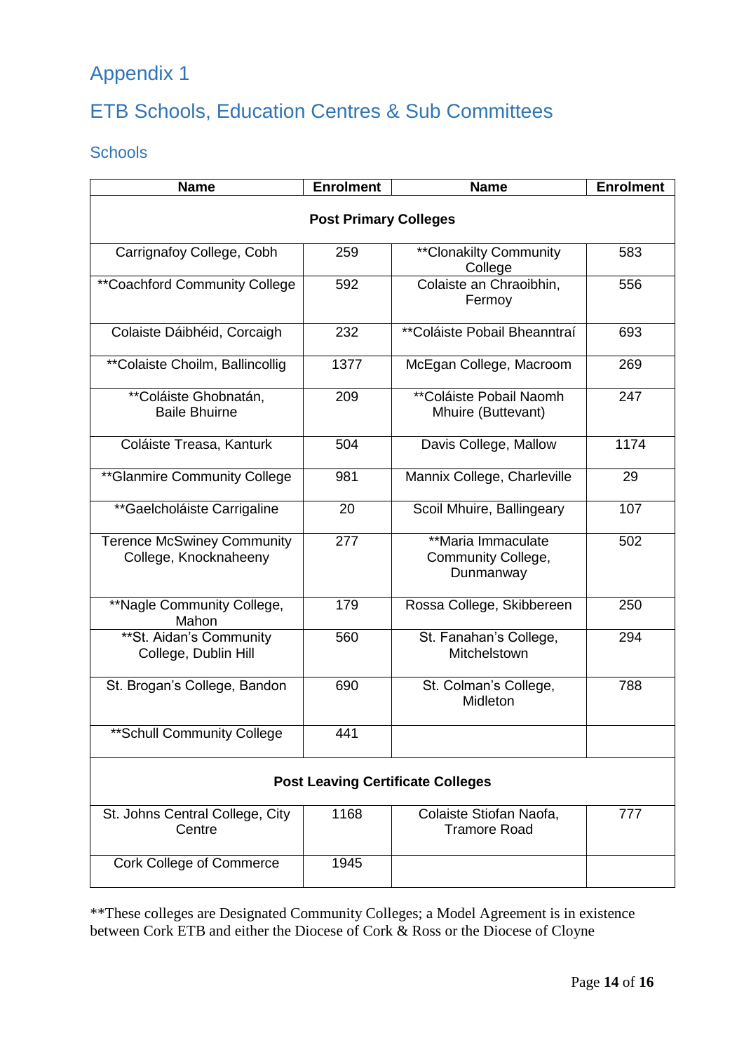# Appendix 1

## ETB Schools, Education Centres & Sub Committees

### Schools

| Name | Enrolment | Name | Enrolment |
|---|---|---|---|
| **Post Primary Colleges** | | | |
| Carrignafoy College, Cobh | 259 | **Clonakilty Community College | 583 |
| **Coachford Community College | 592 | Colaiste an Chraoibhin, Fermoy | 556 |
| Colaiste Dáibhéid, Corcaigh | 232 | **Coláiste Pobail Bheanntraí | 693 |
| **Colaiste Choilm, Ballincollig | 1377 | McEgan College, Macroom | 269 |
| **Coláiste Ghobnatán, Baile Bhuirne | 209 | **Coláiste Pobail Naomh Mhuire (Buttevant) | 247 |
| Coláiste Treasa, Kanturk | 504 | Davis College, Mallow | 1174 |
| **Glanmire Community College | 981 | Mannix College, Charleville | 29 |
| **Gaelcholáiste Carrigaline | 20 | Scoil Mhuire, Ballingeary | 107 |
| Terence McSwiney Community College, Knocknaheeny | 277 | **Maria Immaculate Community College, Dunmanway | 502 |
| **Nagle Community College, Mahon | 179 | Rossa College, Skibbereen | 250 |
| **St. Aidan's Community College, Dublin Hill | 560 | St. Fanahan's College, Mitchelstown | 294 |
| St. Brogan's College, Bandon | 690 | St. Colman's College, Midleton | 788 |
| **Schull Community College | 441 | | |
| **Post Leaving Certificate Colleges** | | | |
| St. Johns Central College, City Centre | 1168 | Colaiste Stiofan Naofa, Tramore Road | 777 |
| Cork College of Commerce | 1945 | | |

**These colleges are Designated Community Colleges; a Model Agreement is in existence between Cork ETB and either the Diocese of Cork & Ross or the Diocese of Cloyne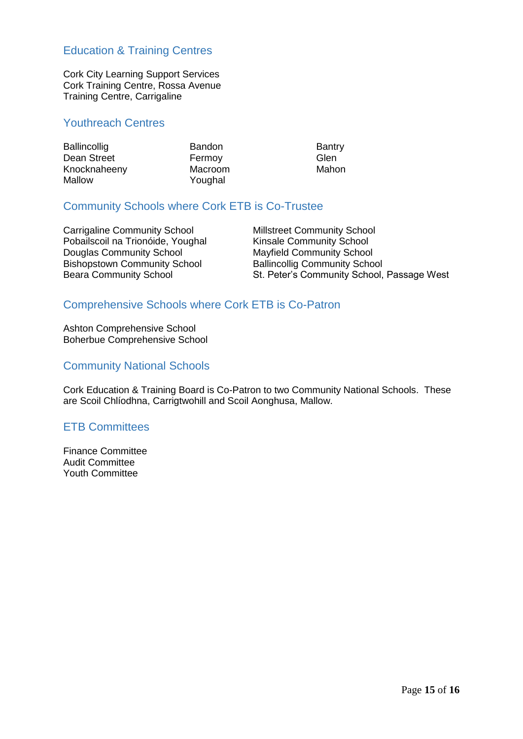## Education & Training Centres

Cork City Learning Support Services
Cork Training Centre, Rossa Avenue
Training Centre, Carrigaline

## Youthreach Centres

Ballincollig
Dean Street
Knocknaheeny
Mallow
Bandon
Fermoy
Macroom
Youghal
Bantry
Glen
Mahon

## Community Schools where Cork ETB is Co-Trustee

Carrigaline Community School
Pobailscoil na Trionóide, Youghal
Douglas Community School
Bishopstown Community School
Beara Community School
Millstreet Community School
Kinsale Community School
Mayfield Community School
Ballincollig Community School
St. Peter's Community School, Passage West

## Comprehensive Schools where Cork ETB is Co-Patron

Ashton Comprehensive School
Boherbue Comprehensive School

## Community National Schools

Cork Education & Training Board is Co-Patron to two Community National Schools. These are Scoil Chlíodhna, Carrigtwohill and Scoil Aonghusa, Mallow.

## ETB Committees

Finance Committee
Audit Committee
Youth Committee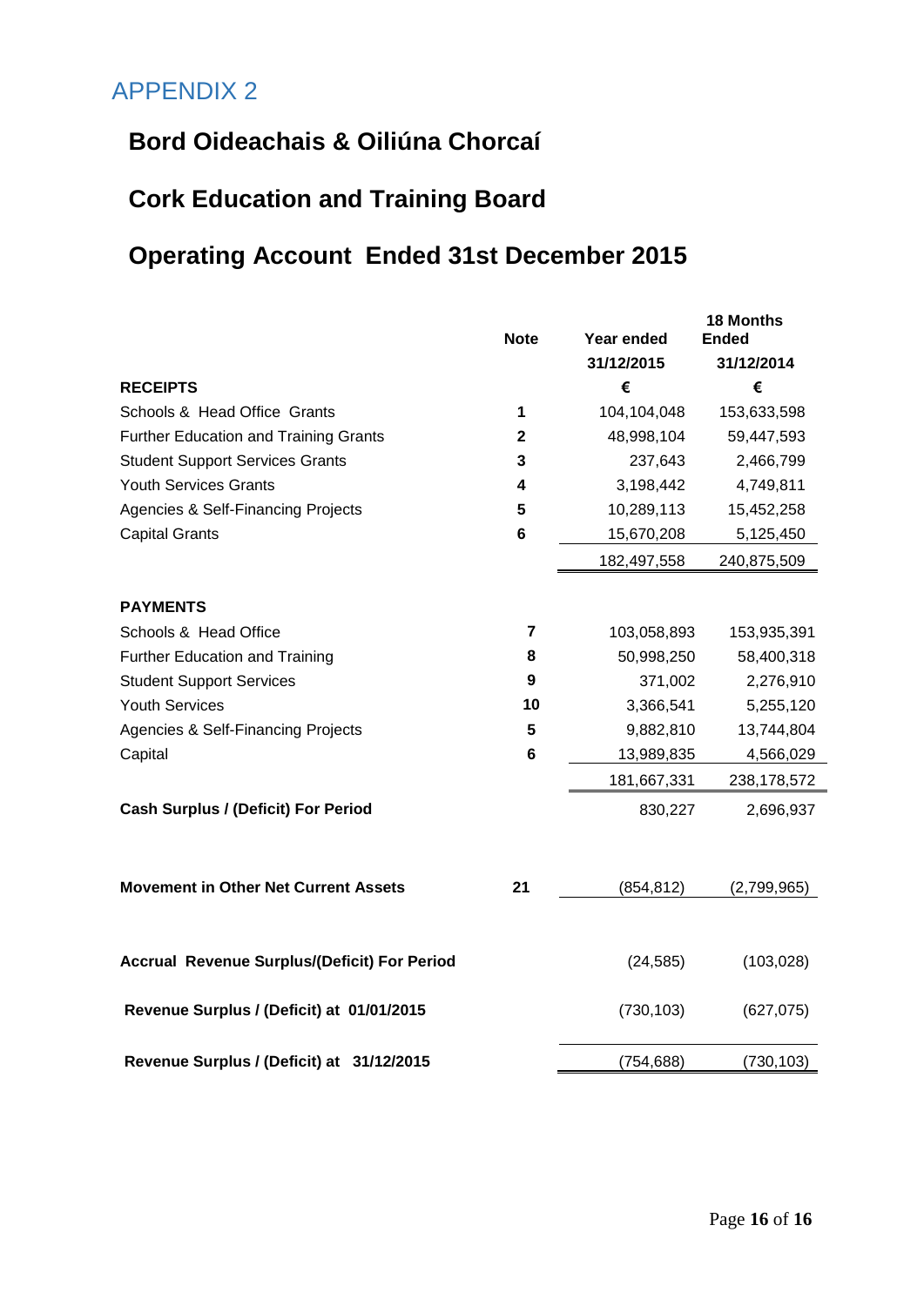# APPENDIX 2

## Bord Oideachais & Oiliúna Chorcaí

## Cork Education and Training Board

## Operating Account Ended 31st December 2015

| | Note | Year ended 31/12/2015 | 18 Months Ended 31/12/2014 |
|---|---|---|---|
| **RECEIPTS** | | € | € |
| Schools & Head Office Grants | 1 | 104,104,048 | 153,633,598 |
| Further Education and Training Grants | 2 | 48,998,104 | 59,447,593 |
| Student Support Services Grants | 3 | 237,643 | 2,466,799 |
| Youth Services Grants | 4 | 3,198,442 | 4,749,811 |
| Agencies & Self-Financing Projects | 5 | 10,289,113 | 15,452,258 |
| Capital Grants | 6 | 15,670,208 | 5,125,450 |
| | | 182,497,558 | 240,875,509 |
| **PAYMENTS** | | | |
| Schools & Head Office | 7 | 103,058,893 | 153,935,391 |
| Further Education and Training | 8 | 50,998,250 | 58,400,318 |
| Student Support Services | 9 | 371,002 | 2,276,910 |
| Youth Services | 10 | 3,366,541 | 5,255,120 |
| Agencies & Self-Financing Projects | 5 | 9,882,810 | 13,744,804 |
| Capital | 6 | 13,989,835 | 4,566,029 |
| | | 181,667,331 | 238,178,572 |
| **Cash Surplus / (Deficit) For Period** | | 830,227 | 2,696,937 |
| **Movement in Other Net Current Assets** | 21 | (854,812) | (2,799,965) |
| **Accrual Revenue Surplus/(Deficit) For Period** | | (24,585) | (103,028) |
| **Revenue Surplus / (Deficit) at 01/01/2015** | | (730,103) | (627,075) |
| **Revenue Surplus / (Deficit) at 31/12/2015** | | (754,688) | (730,103) |